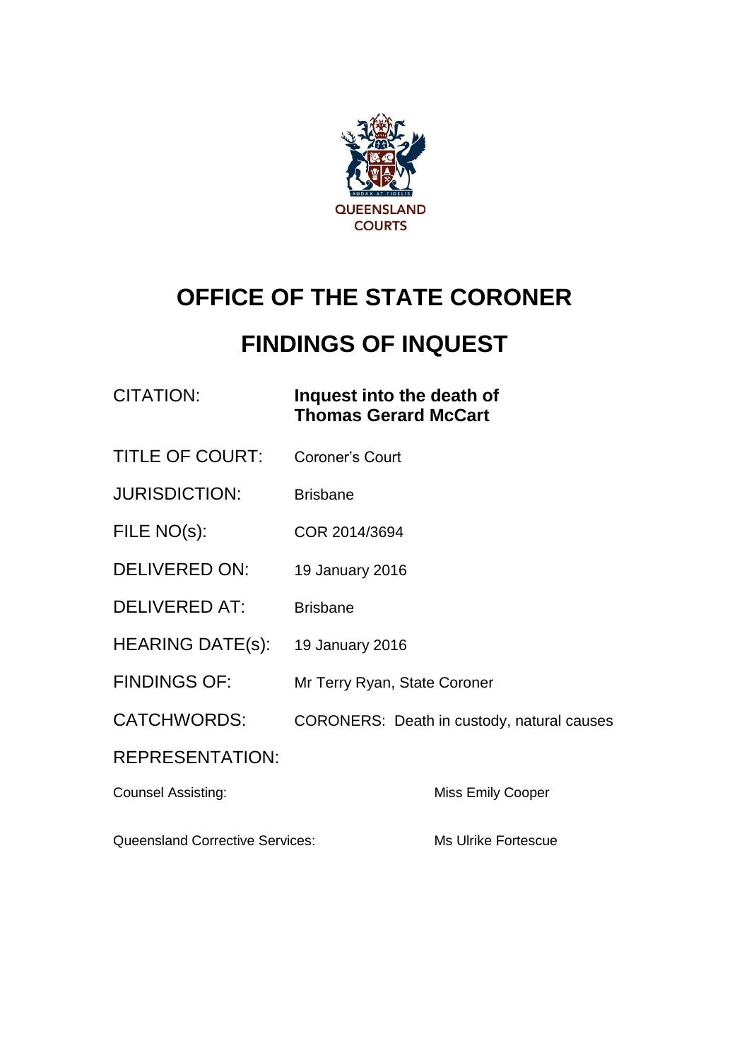QUEENSLAND COURTS

# OFFICE OF THE STATE CORONER

# FINDINGS OF INQUEST

| | |
|---|---|
| CITATION: | **Inquest into the death of Thomas Gerard McCart** |
| TITLE OF COURT: | Coroner's Court |
| JURISDICTION: | Brisbane |
| FILE NO(s): | COR 2014/3694 |
| DELIVERED ON: | 19 January 2016 |
| DELIVERED AT: | Brisbane |
| HEARING DATE(s): | 19 January 2016 |
| FINDINGS OF: | Mr Terry Ryan, State Coroner |
| CATCHWORDS: | CORONERS: Death in custody, natural causes |

REPRESENTATION:

| | |
|---|---|
| Counsel Assisting: | Miss Emily Cooper |
| Queensland Corrective Services: | Ms Ulrike Fortescue |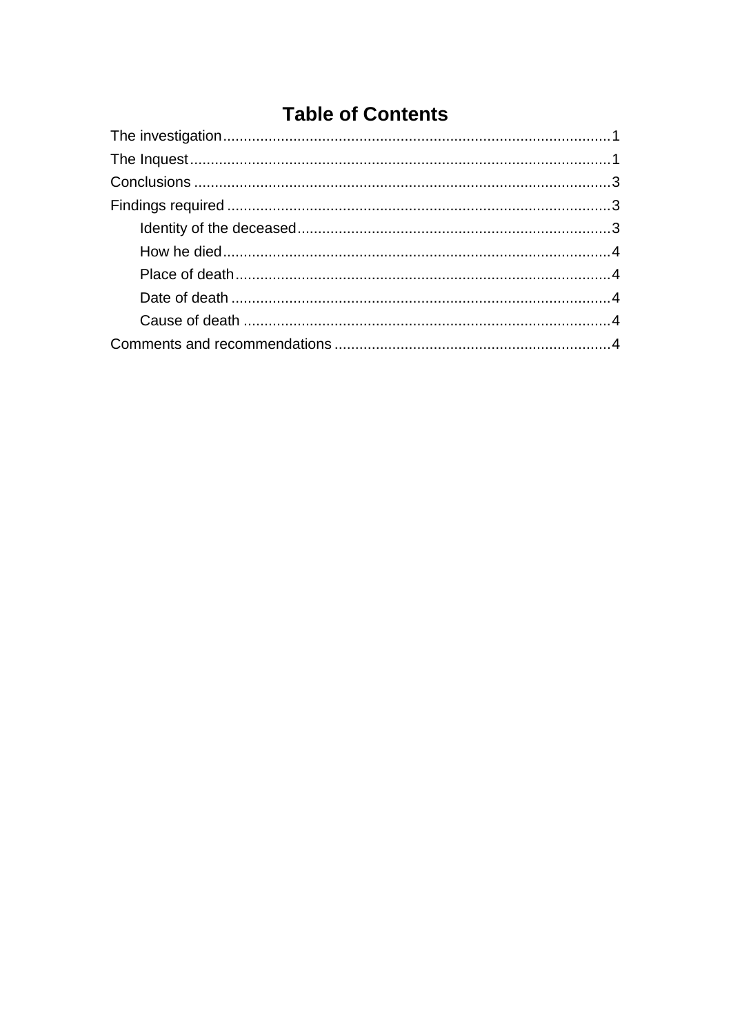# Table of Contents

The investigation ... 1

The Inquest ... 1

Conclusions ... 3

Findings required ... 3

- Identity of the deceased ... 3
- How he died ... 4
- Place of death ... 4
- Date of death ... 4
- Cause of death ... 4

Comments and recommendations ... 4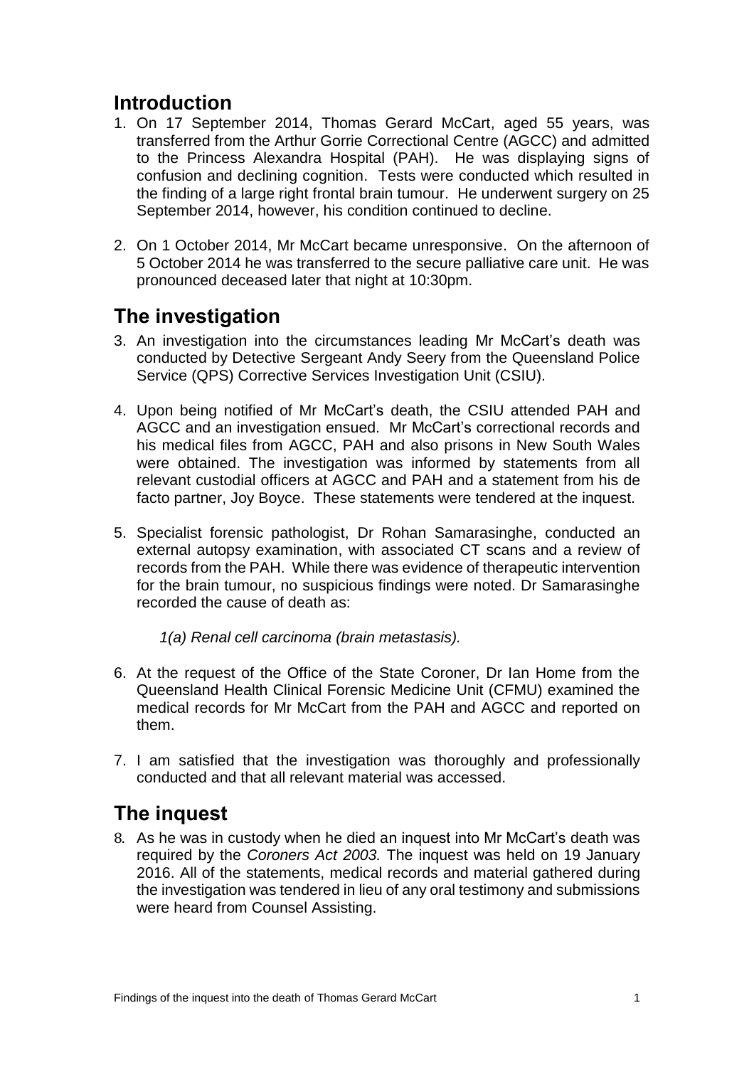## Introduction

1. On 17 September 2014, Thomas Gerard McCart, aged 55 years, was transferred from the Arthur Gorrie Correctional Centre (AGCC) and admitted to the Princess Alexandra Hospital (PAH). He was displaying signs of confusion and declining cognition. Tests were conducted which resulted in the finding of a large right frontal brain tumour. He underwent surgery on 25 September 2014, however, his condition continued to decline.

2. On 1 October 2014, Mr McCart became unresponsive. On the afternoon of 5 October 2014 he was transferred to the secure palliative care unit. He was pronounced deceased later that night at 10:30pm.

## The investigation

3. An investigation into the circumstances leading Mr McCart's death was conducted by Detective Sergeant Andy Seery from the Queensland Police Service (QPS) Corrective Services Investigation Unit (CSIU).

4. Upon being notified of Mr McCart's death, the CSIU attended PAH and AGCC and an investigation ensued. Mr McCart's correctional records and his medical files from AGCC, PAH and also prisons in New South Wales were obtained. The investigation was informed by statements from all relevant custodial officers at AGCC and PAH and a statement from his de facto partner, Joy Boyce. These statements were tendered at the inquest.

5. Specialist forensic pathologist, Dr Rohan Samarasinghe, conducted an external autopsy examination, with associated CT scans and a review of records from the PAH. While there was evidence of therapeutic intervention for the brain tumour, no suspicious findings were noted. Dr Samarasinghe recorded the cause of death as:

   *1(a) Renal cell carcinoma (brain metastasis).*

6. At the request of the Office of the State Coroner, Dr Ian Home from the Queensland Health Clinical Forensic Medicine Unit (CFMU) examined the medical records for Mr McCart from the PAH and AGCC and reported on them.

7. I am satisfied that the investigation was thoroughly and professionally conducted and that all relevant material was accessed.

## The inquest

8. As he was in custody when he died an inquest into Mr McCart's death was required by the *Coroners Act 2003.* The inquest was held on 19 January 2016. All of the statements, medical records and material gathered during the investigation was tendered in lieu of any oral testimony and submissions were heard from Counsel Assisting.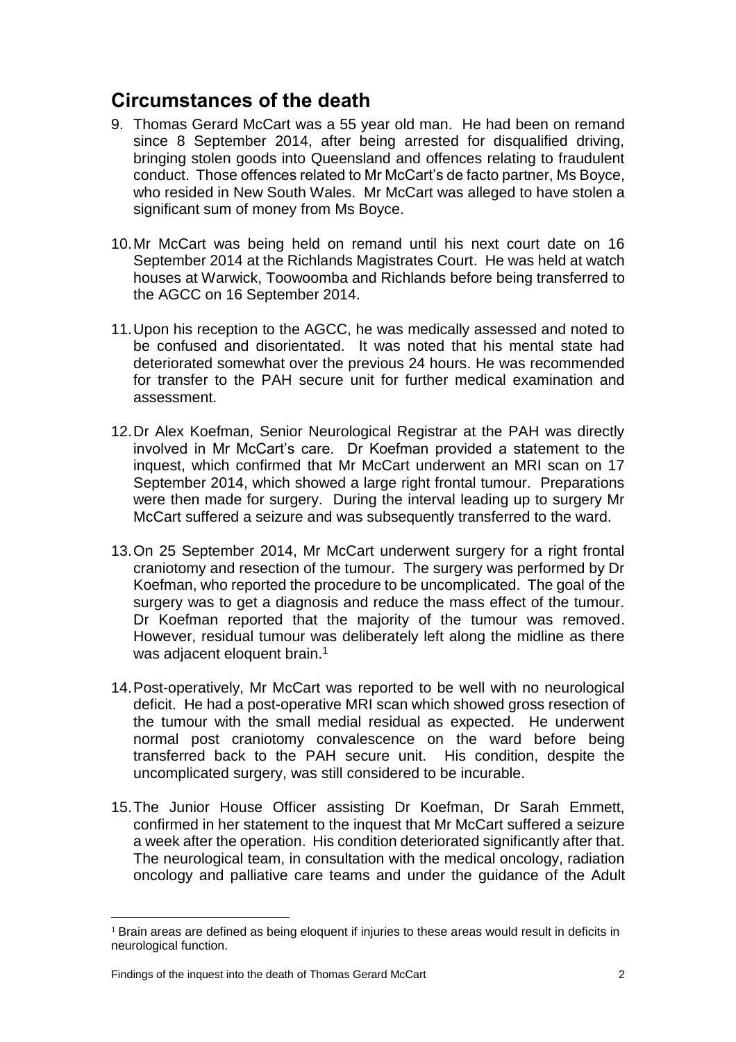## Circumstances of the death

9. Thomas Gerard McCart was a 55 year old man. He had been on remand since 8 September 2014, after being arrested for disqualified driving, bringing stolen goods into Queensland and offences relating to fraudulent conduct. Those offences related to Mr McCart's de facto partner, Ms Boyce, who resided in New South Wales. Mr McCart was alleged to have stolen a significant sum of money from Ms Boyce.

10. Mr McCart was being held on remand until his next court date on 16 September 2014 at the Richlands Magistrates Court. He was held at watch houses at Warwick, Toowoomba and Richlands before being transferred to the AGCC on 16 September 2014.

11. Upon his reception to the AGCC, he was medically assessed and noted to be confused and disorientated. It was noted that his mental state had deteriorated somewhat over the previous 24 hours. He was recommended for transfer to the PAH secure unit for further medical examination and assessment.

12. Dr Alex Koefman, Senior Neurological Registrar at the PAH was directly involved in Mr McCart's care. Dr Koefman provided a statement to the inquest, which confirmed that Mr McCart underwent an MRI scan on 17 September 2014, which showed a large right frontal tumour. Preparations were then made for surgery. During the interval leading up to surgery Mr McCart suffered a seizure and was subsequently transferred to the ward.

13. On 25 September 2014, Mr McCart underwent surgery for a right frontal craniotomy and resection of the tumour. The surgery was performed by Dr Koefman, who reported the procedure to be uncomplicated. The goal of the surgery was to get a diagnosis and reduce the mass effect of the tumour. Dr Koefman reported that the majority of the tumour was removed. However, residual tumour was deliberately left along the midline as there was adjacent eloquent brain.[1]

14. Post-operatively, Mr McCart was reported to be well with no neurological deficit. He had a post-operative MRI scan which showed gross resection of the tumour with the small medial residual as expected. He underwent normal post craniotomy convalescence on the ward before being transferred back to the PAH secure unit. His condition, despite the uncomplicated surgery, was still considered to be incurable.

15. The Junior House Officer assisting Dr Koefman, Dr Sarah Emmett, confirmed in her statement to the inquest that Mr McCart suffered a seizure a week after the operation. His condition deteriorated significantly after that. The neurological team, in consultation with the medical oncology, radiation oncology and palliative care teams and under the guidance of the Adult

---

[1] Brain areas are defined as being eloquent if injuries to these areas would result in deficits in neurological function.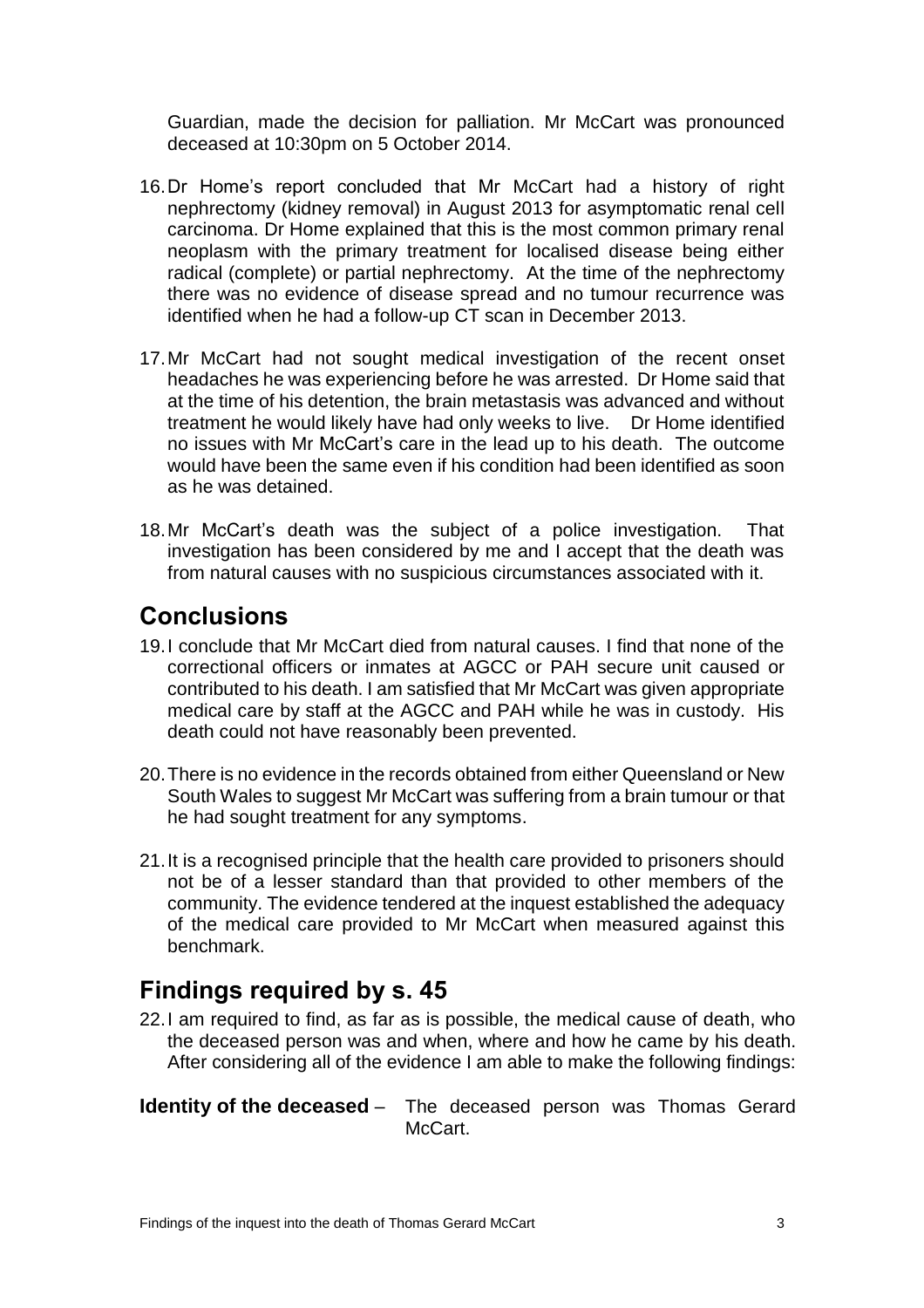Guardian, made the decision for palliation. Mr McCart was pronounced deceased at 10:30pm on 5 October 2014.

16. Dr Home's report concluded that Mr McCart had a history of right nephrectomy (kidney removal) in August 2013 for asymptomatic renal cell carcinoma. Dr Home explained that this is the most common primary renal neoplasm with the primary treatment for localised disease being either radical (complete) or partial nephrectomy. At the time of the nephrectomy there was no evidence of disease spread and no tumour recurrence was identified when he had a follow-up CT scan in December 2013.

17. Mr McCart had not sought medical investigation of the recent onset headaches he was experiencing before he was arrested. Dr Home said that at the time of his detention, the brain metastasis was advanced and without treatment he would likely have had only weeks to live. Dr Home identified no issues with Mr McCart's care in the lead up to his death. The outcome would have been the same even if his condition had been identified as soon as he was detained.

18. Mr McCart's death was the subject of a police investigation. That investigation has been considered by me and I accept that the death was from natural causes with no suspicious circumstances associated with it.

## Conclusions

19. I conclude that Mr McCart died from natural causes. I find that none of the correctional officers or inmates at AGCC or PAH secure unit caused or contributed to his death. I am satisfied that Mr McCart was given appropriate medical care by staff at the AGCC and PAH while he was in custody. His death could not have reasonably been prevented.

20. There is no evidence in the records obtained from either Queensland or New South Wales to suggest Mr McCart was suffering from a brain tumour or that he had sought treatment for any symptoms.

21. It is a recognised principle that the health care provided to prisoners should not be of a lesser standard than that provided to other members of the community. The evidence tendered at the inquest established the adequacy of the medical care provided to Mr McCart when measured against this benchmark.

## Findings required by s. 45

22. I am required to find, as far as is possible, the medical cause of death, who the deceased person was and when, where and how he came by his death. After considering all of the evidence I am able to make the following findings:

**Identity of the deceased** – The deceased person was Thomas Gerard McCart.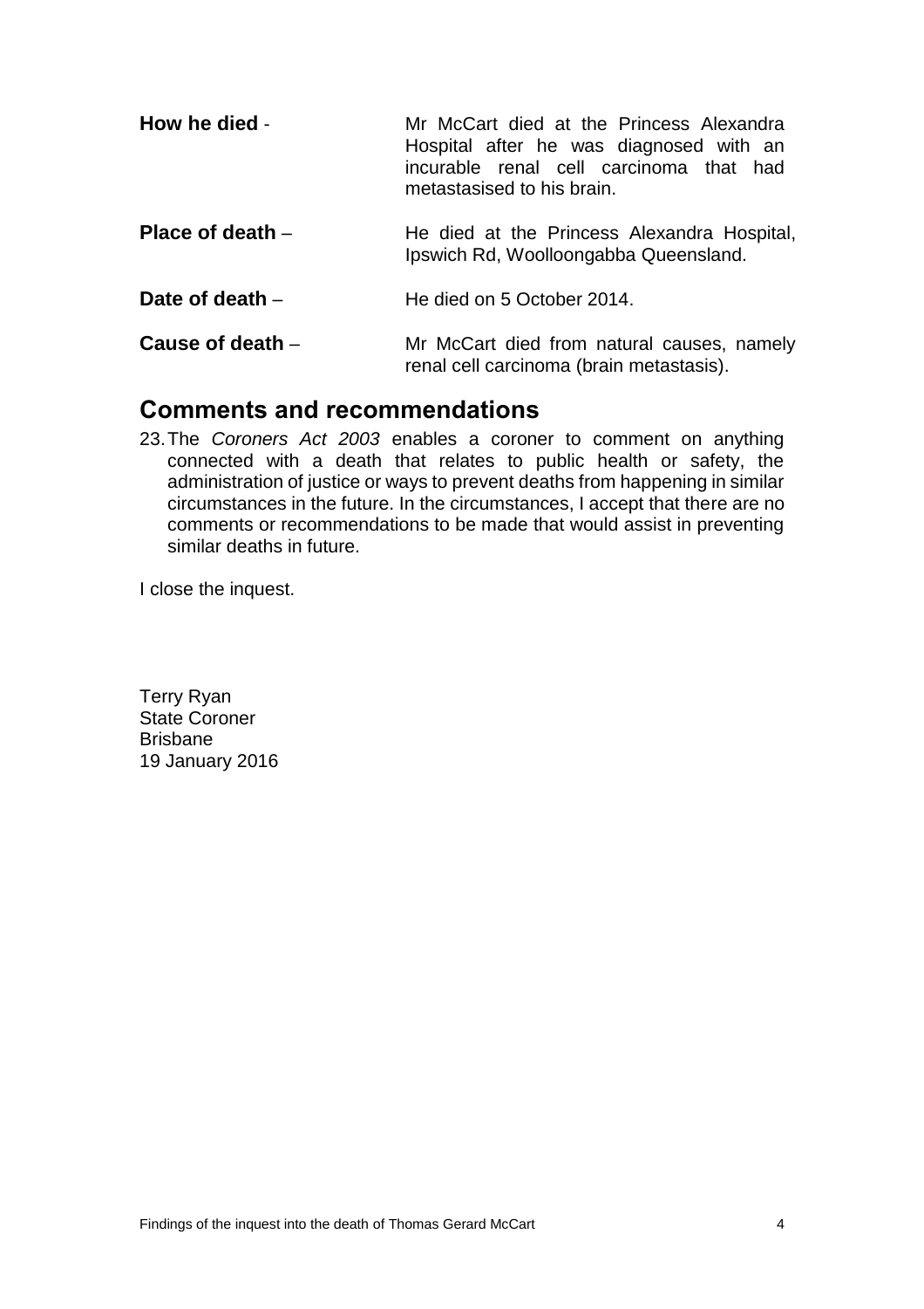**How he died** - Mr McCart died at the Princess Alexandra Hospital after he was diagnosed with an incurable renal cell carcinoma that had metastasised to his brain.

**Place of death** – He died at the Princess Alexandra Hospital, Ipswich Rd, Woolloongabba Queensland.

**Date of death** – He died on 5 October 2014.

**Cause of death** – Mr McCart died from natural causes, namely renal cell carcinoma (brain metastasis).

## Comments and recommendations

23. The *Coroners Act 2003* enables a coroner to comment on anything connected with a death that relates to public health or safety, the administration of justice or ways to prevent deaths from happening in similar circumstances in the future. In the circumstances, I accept that there are no comments or recommendations to be made that would assist in preventing similar deaths in future.

I close the inquest.

Terry Ryan
State Coroner
Brisbane
19 January 2016